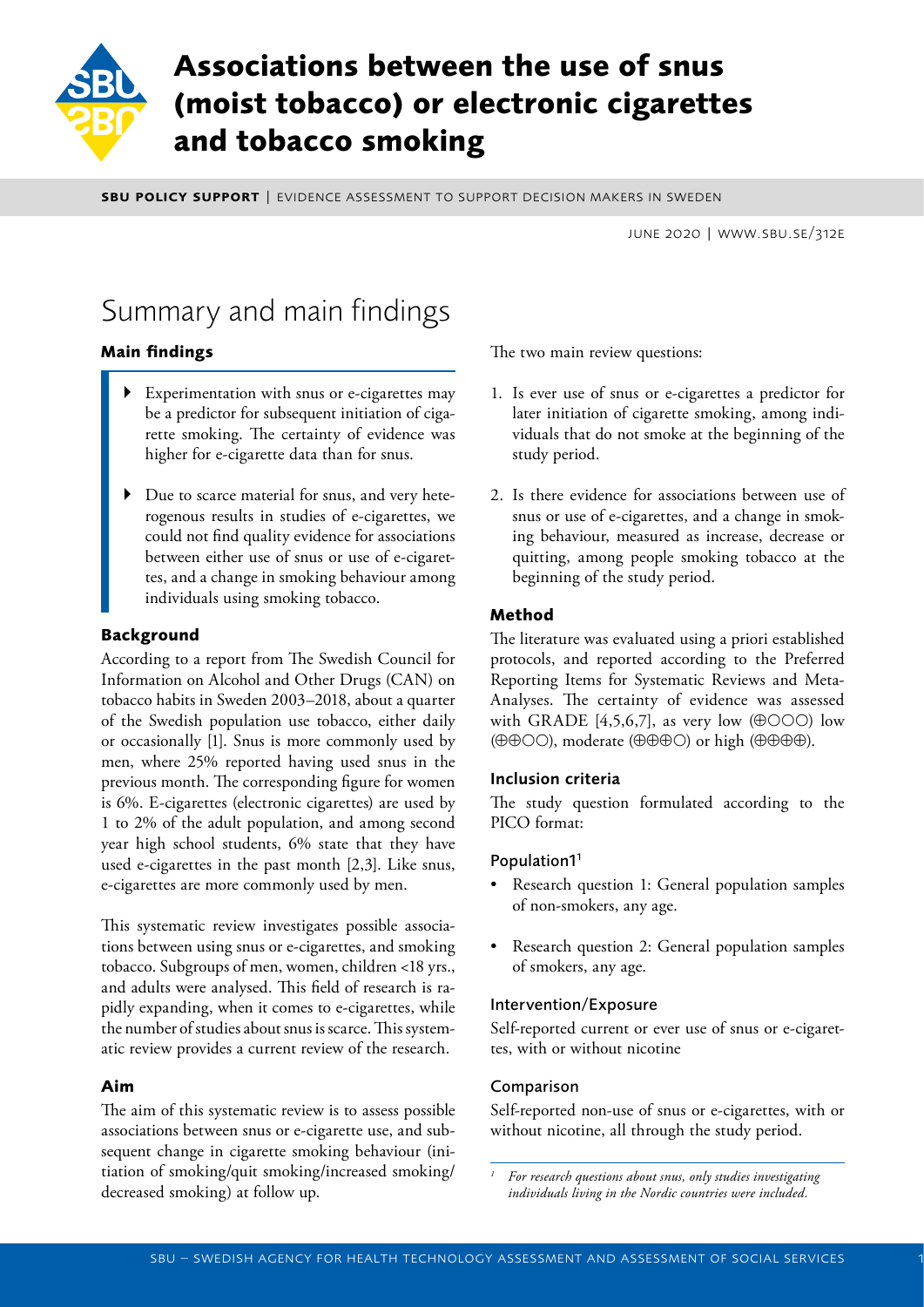# Associations between the use of snus (moist tobacco) or electronic cigarettes and tobacco smoking

**SBU POLICY SUPPORT** | EVIDENCE ASSESSMENT TO SUPPORT DECISION MAKERS IN SWEDEN

JUNE 2020 | WWW.SBU.SE/312E

## Summary and main findings

### Main findings

- Experimentation with snus or e-cigarettes may be a predictor for subsequent initiation of cigarette smoking. The certainty of evidence was higher for e-cigarette data than for snus.
- Due to scarce material for snus, and very heterogenous results in studies of e-cigarettes, we could not find quality evidence for associations between either use of snus or use of e-cigarettes, and a change in smoking behaviour among individuals using smoking tobacco.

### Background

According to a report from The Swedish Council for Information on Alcohol and Other Drugs (CAN) on tobacco habits in Sweden 2003–2018, about a quarter of the Swedish population use tobacco, either daily or occasionally [1]. Snus is more commonly used by men, where 25% reported having used snus in the previous month. The corresponding figure for women is 6%. E-cigarettes (electronic cigarettes) are used by 1 to 2% of the adult population, and among second year high school students, 6% state that they have used e-cigarettes in the past month [2,3]. Like snus, e-cigarettes are more commonly used by men.

This systematic review investigates possible associations between using snus or e-cigarettes, and smoking tobacco. Subgroups of men, women, children <18 yrs., and adults were analysed. This field of research is rapidly expanding, when it comes to e-cigarettes, while the number of studies about snus is scarce. This systematic review provides a current review of the research.

### Aim

The aim of this systematic review is to assess possible associations between snus or e-cigarette use, and subsequent change in cigarette smoking behaviour (initiation of smoking/quit smoking/increased smoking/decreased smoking) at follow up.

The two main review questions:

1. Is ever use of snus or e-cigarettes a predictor for later initiation of cigarette smoking, among individuals that do not smoke at the beginning of the study period.
2. Is there evidence for associations between use of snus or use of e-cigarettes, and a change in smoking behaviour, measured as increase, decrease or quitting, among people smoking tobacco at the beginning of the study period.

### Method

The literature was evaluated using a priori established protocols, and reported according to the Preferred Reporting Items for Systematic Reviews and Meta-Analyses. The certainty of evidence was assessed with GRADE [4,5,6,7], as very low (⊕○○○) low (⊕⊕○○), moderate (⊕⊕⊕○) or high (⊕⊕⊕⊕).

#### Inclusion criteria

The study question formulated according to the PICO format:

##### Population1[1]

- Research question 1: General population samples of non-smokers, any age.
- Research question 2: General population samples of smokers, any age.

##### Intervention/Exposure

Self-reported current or ever use of snus or e-cigarettes, with or without nicotine

##### Comparison

Self-reported non-use of snus or e-cigarettes, with or without nicotine, all through the study period.

[1] *For research questions about snus, only studies investigating individuals living in the Nordic countries were included.*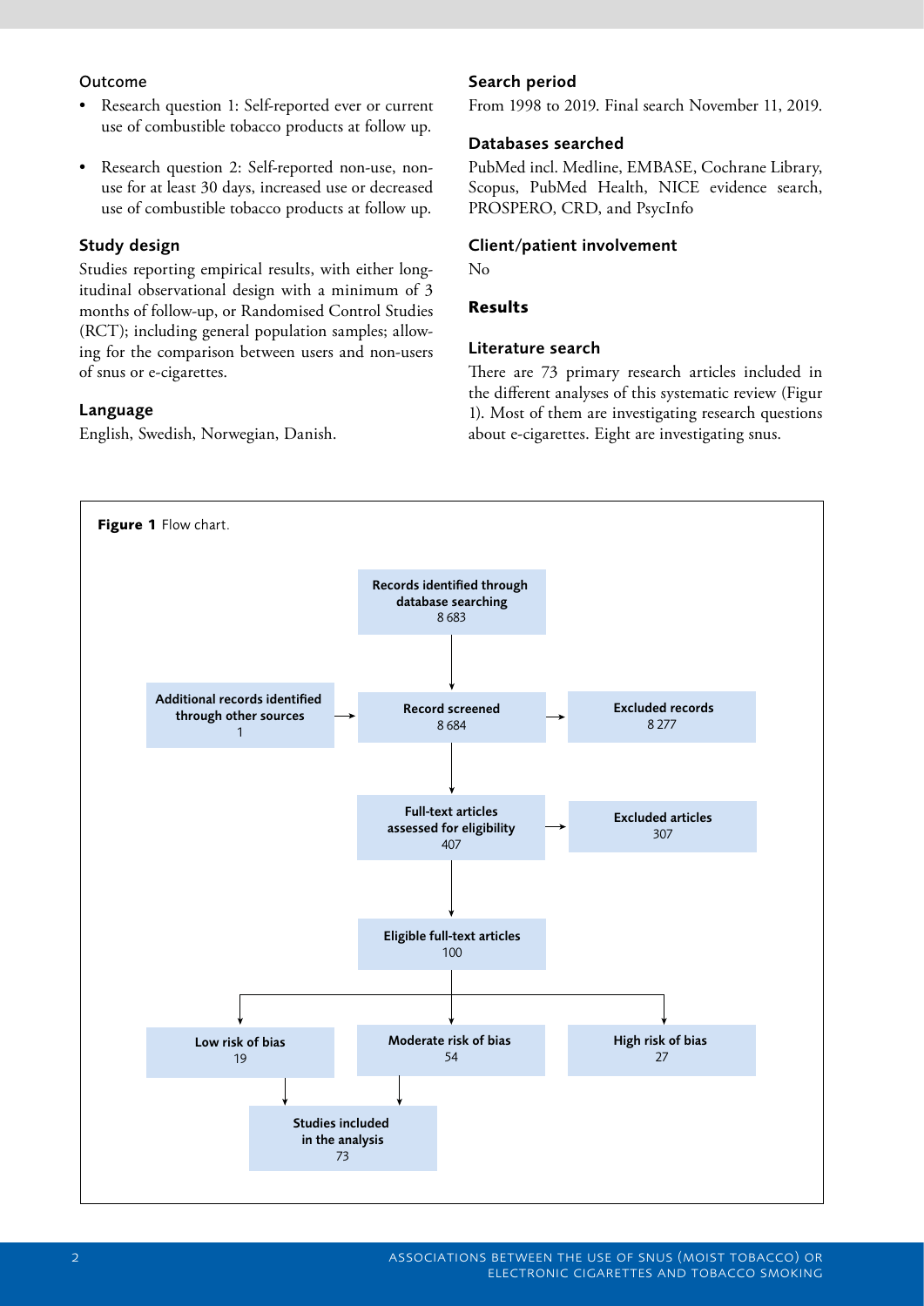### Outcome

- Research question 1: Self-reported ever or current use of combustible tobacco products at follow up.
- Research question 2: Self-reported non-use, non-use for at least 30 days, increased use or decreased use of combustible tobacco products at follow up.

### Study design

Studies reporting empirical results, with either longitudinal observational design with a minimum of 3 months of follow-up, or Randomised Control Studies (RCT); including general population samples; allowing for the comparison between users and non-users of snus or e-cigarettes.

### Language

English, Swedish, Norwegian, Danish.

### Search period

From 1998 to 2019. Final search November 11, 2019.

### Databases searched

PubMed incl. Medline, EMBASE, Cochrane Library, Scopus, PubMed Health, NICE evidence search, PROSPERO, CRD, and PsycInfo

### Client/patient involvement

No

## Results

### Literature search

There are 73 primary research articles included in the different analyses of this systematic review (Figur 1). Most of them are investigating research questions about e-cigarettes. Eight are investigating snus.

**Figure 1** Flow chart.

- **Records identified through database searching**: 8 683
- **Additional records identified through other sources**: 1
- **Record screened**: 8 684
- **Excluded records**: 8 277
- **Full-text articles assessed for eligibility**: 407
- **Excluded articles**: 307
- **Eligible full-text articles**: 100
- **Low risk of bias**: 19
- **Moderate risk of bias**: 54
- **High risk of bias**: 27
- **Studies included in the analysis**: 73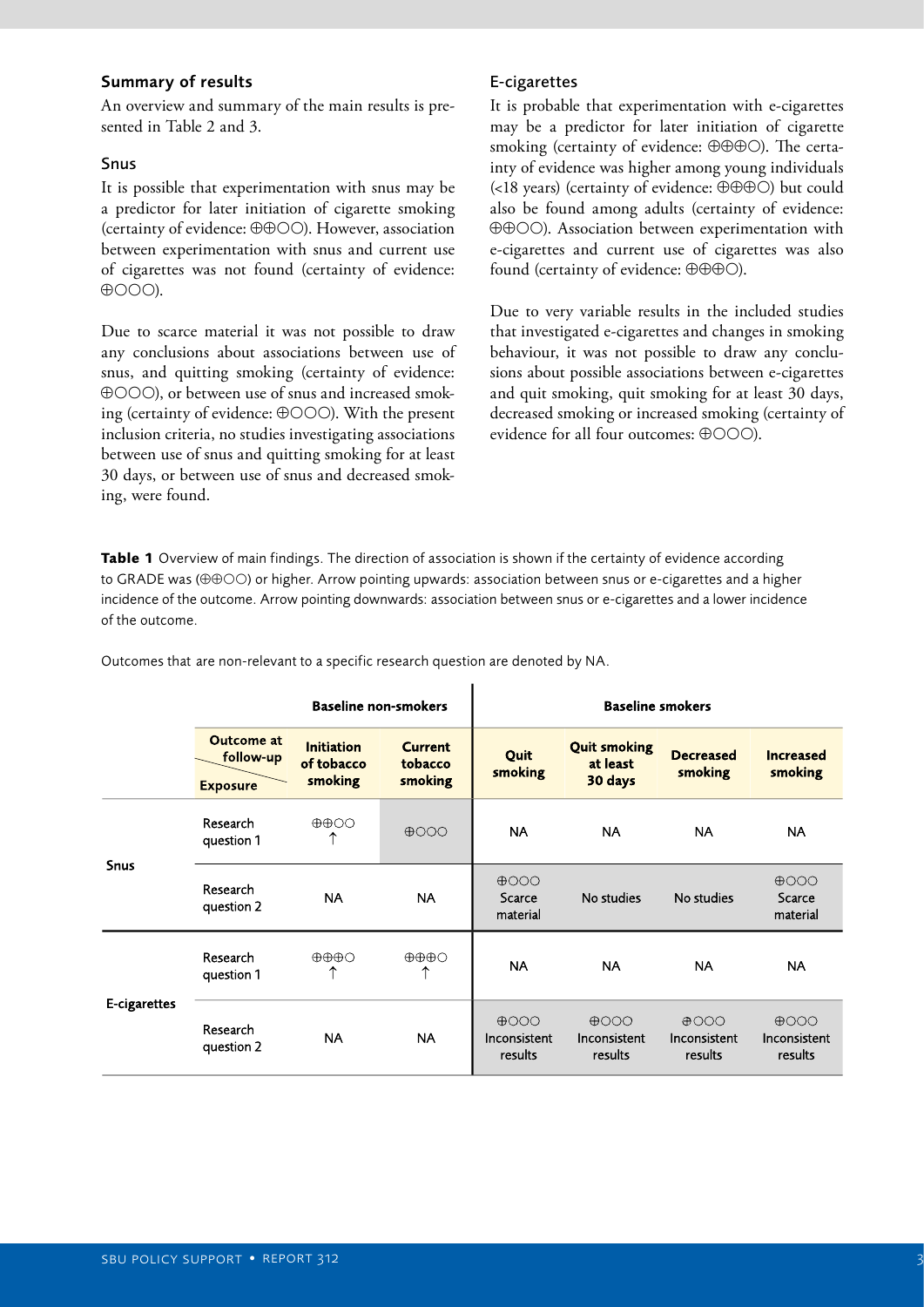### Summary of results

An overview and summary of the main results is presented in Table 2 and 3.

### Snus

It is possible that experimentation with snus may be a predictor for later initiation of cigarette smoking (certainty of evidence: ⊕⊕○○). However, association between experimentation with snus and current use of cigarettes was not found (certainty of evidence: ⊕○○○).

Due to scarce material it was not possible to draw any conclusions about associations between use of snus, and quitting smoking (certainty of evidence: ⊕○○○), or between use of snus and increased smoking (certainty of evidence: ⊕○○○). With the present inclusion criteria, no studies investigating associations between use of snus and quitting smoking for at least 30 days, or between use of snus and decreased smoking, were found.

### E-cigarettes

It is probable that experimentation with e-cigarettes may be a predictor for later initiation of cigarette smoking (certainty of evidence: ⊕⊕⊕○). The certainty of evidence was higher among young individuals (<18 years) (certainty of evidence: ⊕⊕⊕○) but could also be found among adults (certainty of evidence: ⊕⊕○○). Association between experimentation with e-cigarettes and current use of cigarettes was also found (certainty of evidence: ⊕⊕⊕○).

Due to very variable results in the included studies that investigated e-cigarettes and changes in smoking behaviour, it was not possible to draw any conclusions about possible associations between e-cigarettes and quit smoking, quit smoking for at least 30 days, decreased smoking or increased smoking (certainty of evidence for all four outcomes: ⊕○○○).

**Table 1** Overview of main findings. The direction of association is shown if the certainty of evidence according to GRADE was (⊕⊕○○) or higher. Arrow pointing upwards: association between snus or e-cigarettes and a higher incidence of the outcome. Arrow pointing downwards: association between snus or e-cigarettes and a lower incidence of the outcome.

Outcomes that are non-relevant to a specific research question are denoted by NA.

| | | Baseline non-smokers | | Baseline smokers | | | |
|---|---|---|---|---|---|---|---|
| | **Outcome at follow-up / Exposure** | **Initiation of tobacco smoking** | **Current tobacco smoking** | **Quit smoking** | **Quit smoking at least 30 days** | **Decreased smoking** | **Increased smoking** |
| **Snus** | Research question 1 | ⊕⊕○○ ↑ | ⊕○○○ | NA | NA | NA | NA |
| | Research question 2 | NA | NA | ⊕○○○ Scarce material | No studies | No studies | ⊕○○○ Scarce material |
| **E-cigarettes** | Research question 1 | ⊕⊕⊕○ ↑ | ⊕⊕⊕○ ↑ | NA | NA | NA | NA |
| | Research question 2 | NA | NA | ⊕○○○ Inconsistent results | ⊕○○○ Inconsistent results | ⊕○○○ Inconsistent results | ⊕○○○ Inconsistent results |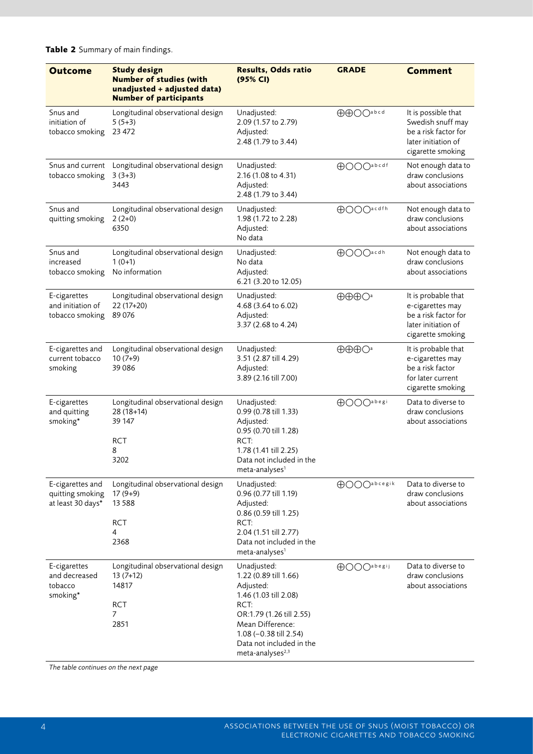**Table 2** Summary of main findings.

| Outcome | Study design<br>Number of studies (with unadjusted + adjusted data)<br>Number of participants | Results, Odds ratio (95% CI) | GRADE | Comment |
|---|---|---|---|---|
| Snus and initiation of tobacco smoking | Longitudinal observational design<br>5 (5+3)<br>23 472 | Unadjusted:<br>2.09 (1.57 to 2.79)<br>Adjusted:<br>2.48 (1.79 to 3.44) | ⊕⊕◯◯[a b c d] | It is possible that Swedish snuff may be a risk factor for later initiation of cigarette smoking |
| Snus and current tobacco smoking | Longitudinal observational design<br>3 (3+3)<br>3443 | Unadjusted:<br>2.16 (1.08 to 4.31)<br>Adjusted:<br>2.48 (1.79 to 3.44) | ⊕◯◯◯[a b c d f] | Not enough data to draw conclusions about associations |
| Snus and quitting smoking | Longitudinal observational design<br>2 (2+0)<br>6350 | Unadjusted:<br>1.98 (1.72 to 2.28)<br>Adjusted:<br>No data | ⊕◯◯◯[a c d f h] | Not enough data to draw conclusions about associations |
| Snus and increased tobacco smoking | Longitudinal observational design<br>1 (0+1)<br>No information | Unadjusted:<br>No data<br>Adjusted:<br>6.21 (3.20 to 12.05) | ⊕◯◯◯[a c d h] | Not enough data to draw conclusions about associations |
| E-cigarettes and initiation of tobacco smoking | Longitudinal observational design<br>22 (17+20)<br>89 076 | Unadjusted:<br>4.68 (3.64 to 6.02)<br>Adjusted:<br>3.37 (2.68 to 4.24) | ⊕⊕⊕◯[a] | It is probable that e-cigarettes may be a risk factor for later initiation of cigarette smoking |
| E-cigarettes and current tobacco smoking | Longitudinal observational design<br>10 (7+9)<br>39 086 | Unadjusted:<br>3.51 (2.87 till 4.29)<br>Adjusted:<br>3.89 (2.16 till 7.00) | ⊕⊕⊕◯[a] | It is probable that e-cigarettes may be a risk factor for later current cigarette smoking |
| E-cigarettes and quitting smoking* | Longitudinal observational design<br>28 (18+14)<br>39 147<br><br>RCT<br>8<br>3202 | Unadjusted:<br>0.99 (0.78 till 1.33)<br>Adjusted:<br>0.95 (0.70 till 1.28)<br>RCT:<br>1.78 (1.41 till 2.25)<br>Data not included in the meta-analyses[1] | ⊕◯◯◯[a b e g i] | Data to diverse to draw conclusions about associations |
| E-cigarettes and quitting smoking at least 30 days* | Longitudinal observational design<br>17 (9+9)<br>13 588<br><br>RCT<br>4<br>2368 | Unadjusted:<br>0.96 (0.77 till 1.19)<br>Adjusted:<br>0.86 (0.59 till 1.25)<br>RCT:<br>2.04 (1.51 till 2.77)<br>Data not included in the meta-analyses[1] | ⊕◯◯◯[a b c e g i k] | Data to diverse to draw conclusions about associations |
| E-cigarettes and decreased tobacco smoking* | Longitudinal observational design<br>13 (7+12)<br>14817<br><br>RCT<br>7<br>2851 | Unadjusted:<br>1.22 (0.89 till 1.66)<br>Adjusted:<br>1.46 (1.03 till 2.08)<br>RCT:<br>OR:1.79 (1.26 till 2.55)<br>Mean Difference:<br>1.08 (−0.38 till 2.54)<br>Data not included in the meta-analyses[2,3] | ⊕◯◯◯[a b e g i j] | Data to diverse to draw conclusions about associations |

*The table continues on the next page*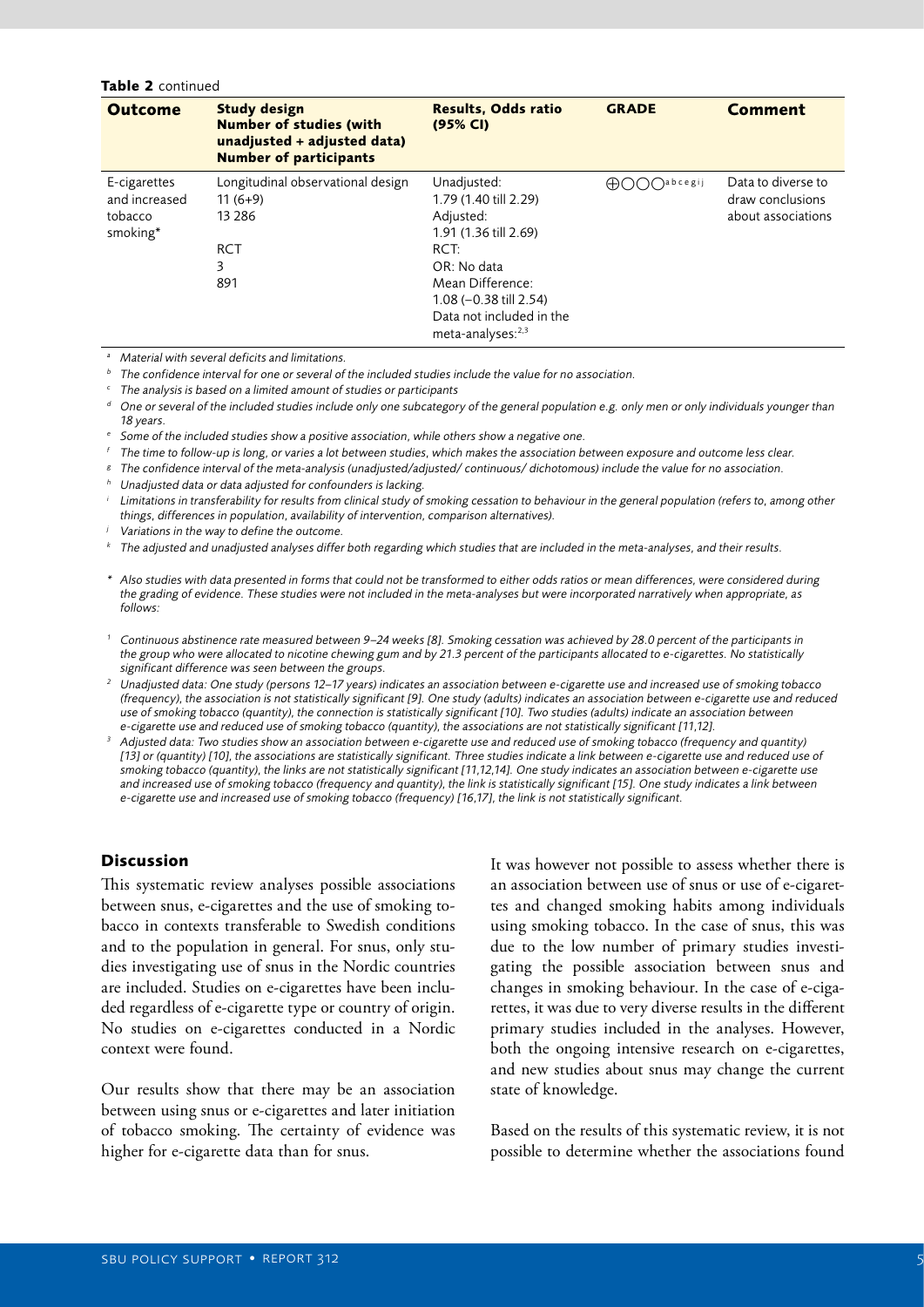**Table 2** continued

| Outcome | Study design<br>Number of studies (with unadjusted + adjusted data)<br>Number of participants | Results, Odds ratio (95% CI) | GRADE | Comment |
|---|---|---|---|---|
| E-cigarettes and increased tobacco smoking* | Longitudinal observational design<br>11 (6+9)<br>13 286<br><br>RCT<br>3<br>891 | Unadjusted:<br>1.79 (1.40 till 2.29)<br>Adjusted:<br>1.91 (1.36 till 2.69)<br>RCT:<br>OR: No data<br>Mean Difference:<br>1.08 (–0.38 till 2.54)<br>Data not included in the meta-analyses:[2,3] | ⊕○○○[a b c e g i j] | Data to diverse to draw conclusions about associations |

[a] Material with several deficits and limitations.

[b] The confidence interval for one or several of the included studies include the value for no association.

[c] The analysis is based on a limited amount of studies or participants

[d] One or several of the included studies include only one subcategory of the general population e.g. only men or only individuals younger than 18 years.

[e] Some of the included studies show a positive association, while others show a negative one.

[f] The time to follow-up is long, or varies a lot between studies, which makes the association between exposure and outcome less clear.

[g] The confidence interval of the meta-analysis (unadjusted/adjusted/ continuous/ dichotomous) include the value for no association.

[h] Unadjusted data or data adjusted for confounders is lacking.

[i] Limitations in transferability for results from clinical study of smoking cessation to behaviour in the general population (refers to, among other things, differences in population, availability of intervention, comparison alternatives).

[j] Variations in the way to define the outcome.

[k] The adjusted and unadjusted analyses differ both regarding which studies that are included in the meta-analyses, and their results.

\* Also studies with data presented in forms that could not be transformed to either odds ratios or mean differences, were considered during the grading of evidence. These studies were not included in the meta-analyses but were incorporated narratively when appropriate, as follows:

[1] Continuous abstinence rate measured between 9–24 weeks [8]. Smoking cessation was achieved by 28.0 percent of the participants in the group who were allocated to nicotine chewing gum and by 21.3 percent of the participants allocated to e-cigarettes. No statistically significant difference was seen between the groups.

[2] Unadjusted data: One study (persons 12–17 years) indicates an association between e-cigarette use and increased use of smoking tobacco (frequency), the association is not statistically significant [9]. One study (adults) indicates an association between e-cigarette use and reduced use of smoking tobacco (quantity), the connection is statistically significant [10]. Two studies (adults) indicate an association between e-cigarette use and reduced use of smoking tobacco (quantity), the associations are not statistically significant [11,12].

[3] Adjusted data: Two studies show an association between e-cigarette use and reduced use of smoking tobacco (frequency and quantity) [13] or (quantity) [10], the associations are statistically significant. Three studies indicate a link between e-cigarette use and reduced use of smoking tobacco (quantity), the links are not statistically significant [11,12,14]. One study indicates an association between e-cigarette use and increased use of smoking tobacco (frequency and quantity), the link is statistically significant [15]. One study indicates a link between e-cigarette use and increased use of smoking tobacco (frequency) [16,17], the link is not statistically significant.

## Discussion

This systematic review analyses possible associations between snus, e-cigarettes and the use of smoking tobacco in contexts transferable to Swedish conditions and to the population in general. For snus, only studies investigating use of snus in the Nordic countries are included. Studies on e-cigarettes have been included regardless of e-cigarette type or country of origin. No studies on e-cigarettes conducted in a Nordic context were found.

Our results show that there may be an association between using snus or e-cigarettes and later initiation of tobacco smoking. The certainty of evidence was higher for e-cigarette data than for snus.

It was however not possible to assess whether there is an association between use of snus or use of e-cigarettes and changed smoking habits among individuals using smoking tobacco. In the case of snus, this was due to the low number of primary studies investigating the possible association between snus and changes in smoking behaviour. In the case of e-cigarettes, it was due to very diverse results in the different primary studies included in the analyses. However, both the ongoing intensive research on e-cigarettes, and new studies about snus may change the current state of knowledge.

Based on the results of this systematic review, it is not possible to determine whether the associations found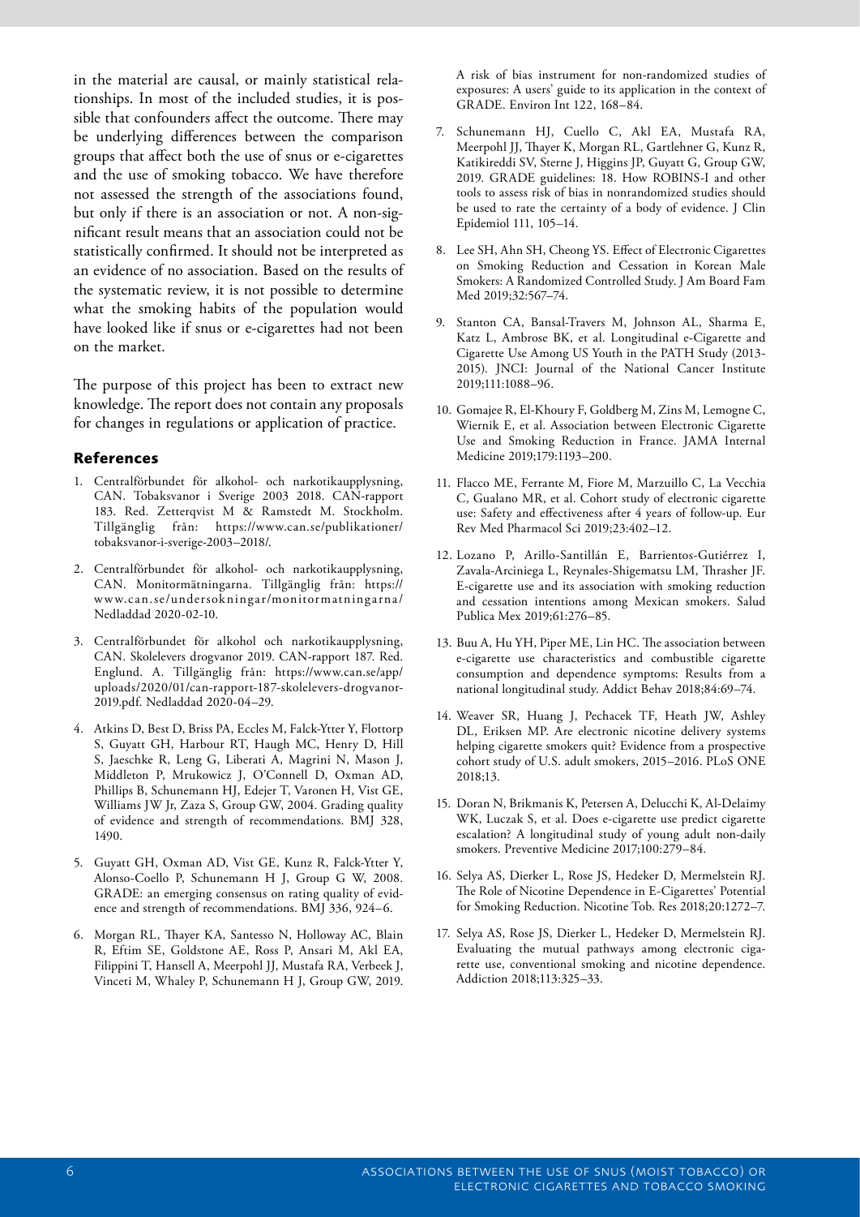in the material are causal, or mainly statistical relationships. In most of the included studies, it is possible that confounders affect the outcome. There may be underlying differences between the comparison groups that affect both the use of snus or e-cigarettes and the use of smoking tobacco. We have therefore not assessed the strength of the associations found, but only if there is an association or not. A non-significant result means that an association could not be statistically confirmed. It should not be interpreted as an evidence of no association. Based on the results of the systematic review, it is not possible to determine what the smoking habits of the population would have looked like if snus or e-cigarettes had not been on the market.

The purpose of this project has been to extract new knowledge. The report does not contain any proposals for changes in regulations or application of practice.

## References

1. Centralförbundet för alkohol- och narkotikaupplysning, CAN. Tobaksvanor i Sverige 2003 2018. CAN-rapport 183. Red. Zetterqvist M & Ramstedt M. Stockholm. Tillgänglig från: https://www.can.se/publikationer/tobaksvanor-i-sverige-2003–2018/.
2. Centralförbundet för alkohol- och narkotikaupplysning, CAN. Monitormätningarna. Tillgänglig från: https://www.can.se/undersokningar/monitormatningarna/ Nedladdad 2020-02-10.
3. Centralförbundet för alkohol och narkotikaupplysning, CAN. Skolelevers drogvanor 2019. CAN-rapport 187. Red. Englund. A. Tillgänglig från: https://www.can.se/app/uploads/2020/01/can-rapport-187-skolelevers-drogvanor-2019.pdf. Nedladdad 2020-04–29.
4. Atkins D, Best D, Briss PA, Eccles M, Falck-Ytter Y, Flottorp S, Guyatt GH, Harbour RT, Haugh MC, Henry D, Hill S, Jaeschke R, Leng G, Liberati A, Magrini N, Mason J, Middleton P, Mrukowicz J, O'Connell D, Oxman AD, Phillips B, Schunemann HJ, Edejer T, Varonen H, Vist GE, Williams JW Jr, Zaza S, Group GW, 2004. Grading quality of evidence and strength of recommendations. BMJ 328, 1490.
5. Guyatt GH, Oxman AD, Vist GE, Kunz R, Falck-Ytter Y, Alonso-Coello P, Schunemann H J, Group G W, 2008. GRADE: an emerging consensus on rating quality of evidence and strength of recommendations. BMJ 336, 924–6.
6. Morgan RL, Thayer KA, Santesso N, Holloway AC, Blain R, Eftim SE, Goldstone AE, Ross P, Ansari M, Akl EA, Filippini T, Hansell A, Meerpohl JJ, Mustafa RA, Verbeek J, Vinceti M, Whaley P, Schunemann H J, Group GW, 2019. A risk of bias instrument for non-randomized studies of exposures: A users' guide to its application in the context of GRADE. Environ Int 122, 168–84.
7. Schunemann HJ, Cuello C, Akl EA, Mustafa RA, Meerpohl JJ, Thayer K, Morgan RL, Gartlehner G, Kunz R, Katikireddi SV, Sterne J, Higgins JP, Guyatt G, Group GW, 2019. GRADE guidelines: 18. How ROBINS-I and other tools to assess risk of bias in nonrandomized studies should be used to rate the certainty of a body of evidence. J Clin Epidemiol 111, 105–14.
8. Lee SH, Ahn SH, Cheong YS. Effect of Electronic Cigarettes on Smoking Reduction and Cessation in Korean Male Smokers: A Randomized Controlled Study. J Am Board Fam Med 2019;32:567–74.
9. Stanton CA, Bansal-Travers M, Johnson AL, Sharma E, Katz L, Ambrose BK, et al. Longitudinal e-Cigarette and Cigarette Use Among US Youth in the PATH Study (2013-2015). JNCI: Journal of the National Cancer Institute 2019;111:1088–96.
10. Gomajee R, El-Khoury F, Goldberg M, Zins M, Lemogne C, Wiernik E, et al. Association between Electronic Cigarette Use and Smoking Reduction in France. JAMA Internal Medicine 2019;179:1193–200.
11. Flacco ME, Ferrante M, Fiore M, Marzuillo C, La Vecchia C, Gualano MR, et al. Cohort study of electronic cigarette use: Safety and effectiveness after 4 years of follow-up. Eur Rev Med Pharmacol Sci 2019;23:402–12.
12. Lozano P, Arillo-Santillán E, Barrientos-Gutiérrez I, Zavala-Arciniega L, Reynales-Shigematsu LM, Thrasher JF. E-cigarette use and its association with smoking reduction and cessation intentions among Mexican smokers. Salud Publica Mex 2019;61:276–85.
13. Buu A, Hu YH, Piper ME, Lin HC. The association between e-cigarette use characteristics and combustible cigarette consumption and dependence symptoms: Results from a national longitudinal study. Addict Behav 2018;84:69–74.
14. Weaver SR, Huang J, Pechacek TF, Heath JW, Ashley DL, Eriksen MP. Are electronic nicotine delivery systems helping cigarette smokers quit? Evidence from a prospective cohort study of U.S. adult smokers, 2015–2016. PLoS ONE 2018;13.
15. Doran N, Brikmanis K, Petersen A, Delucchi K, Al-Delaimy WK, Luczak S, et al. Does e-cigarette use predict cigarette escalation? A longitudinal study of young adult non-daily smokers. Preventive Medicine 2017;100:279–84.
16. Selya AS, Dierker L, Rose JS, Hedeker D, Mermelstein RJ. The Role of Nicotine Dependence in E-Cigarettes' Potential for Smoking Reduction. Nicotine Tob. Res 2018;20:1272–7.
17. Selya AS, Rose JS, Dierker L, Hedeker D, Mermelstein RJ. Evaluating the mutual pathways among electronic cigarette use, conventional smoking and nicotine dependence. Addiction 2018;113:325–33.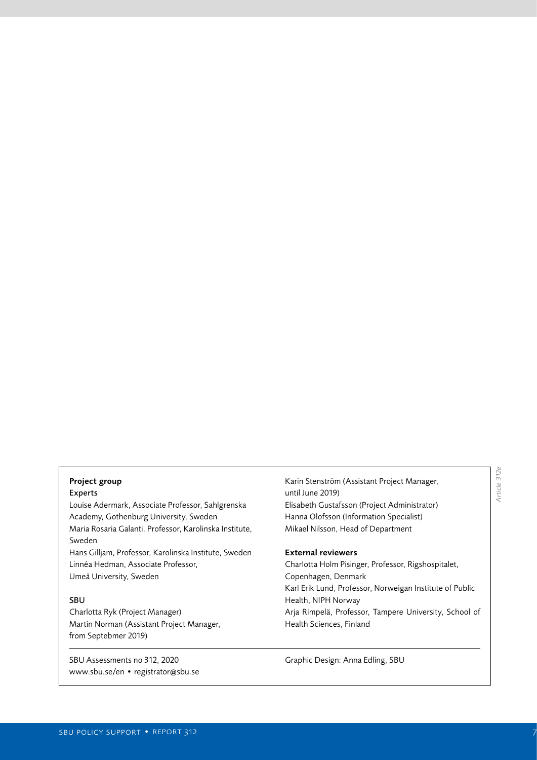**Project group**

Experts

Louise Adermark, Associate Professor, Sahlgrenska Academy, Gothenburg University, Sweden
Maria Rosaria Galanti, Professor, Karolinska Institute, Sweden
Hans Gilljam, Professor, Karolinska Institute, Sweden
Linnéa Hedman, Associate Professor, Umeå University, Sweden

SBU

Charlotta Ryk (Project Manager)
Martin Norman (Assistant Project Manager, from Septebmer 2019)
Karin Stenström (Assistant Project Manager, until June 2019)
Elisabeth Gustafsson (Project Administrator)
Hanna Olofsson (Information Specialist)
Mikael Nilsson, Head of Department

**External reviewers**

Charlotta Holm Pisinger, Professor, Rigshospitalet, Copenhagen, Denmark
Karl Erik Lund, Professor, Norweigan Institute of Public Health, NIPH Norway
Arja Rimpelä, Professor, Tampere University, School of Health Sciences, Finland

SBU Assessments no 312, 2020
www.sbu.se/en • registrator@sbu.se

Graphic Design: Anna Edling, SBU